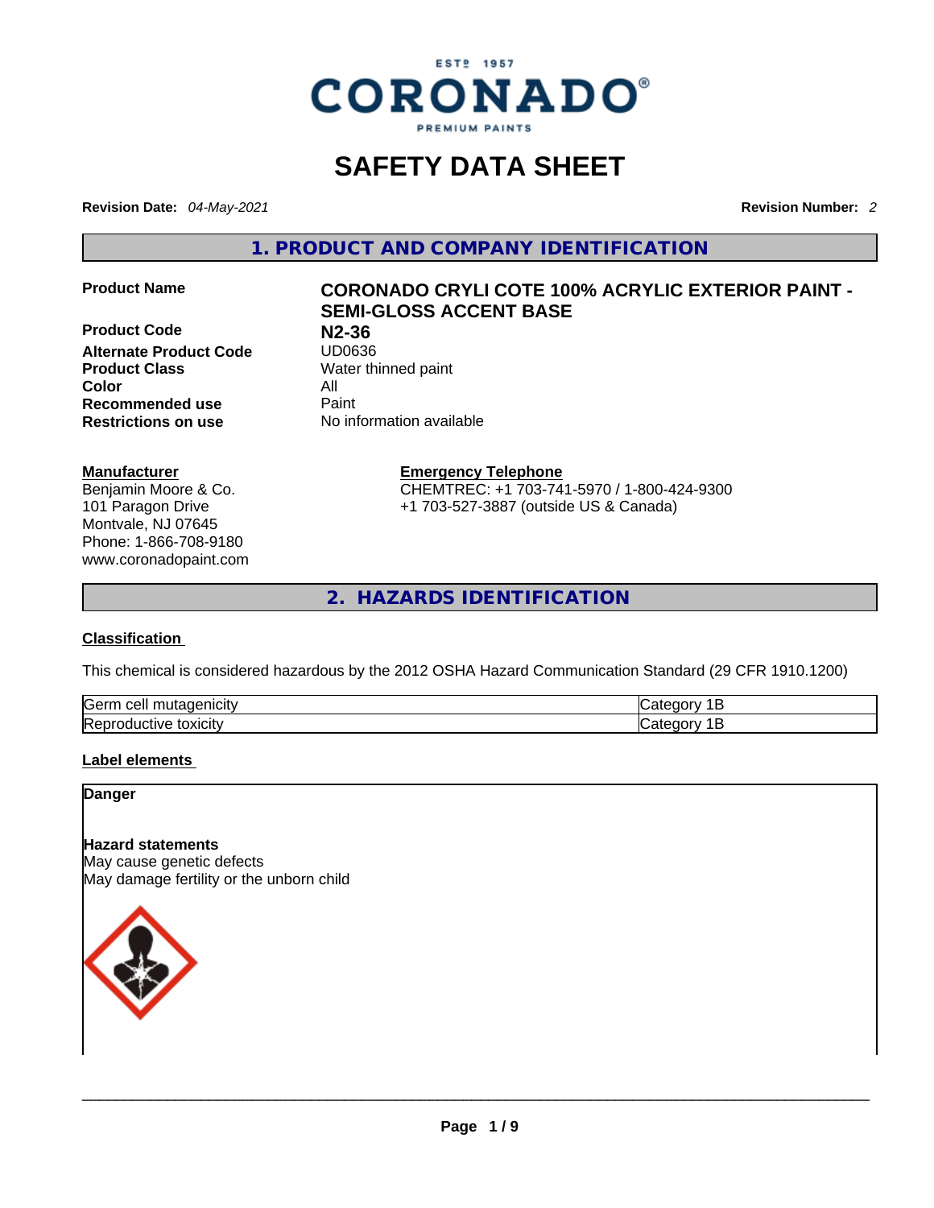CORONADO® PREMIUM PAINTS — EST. 1957

# SAFETY DATA SHEET

**Revision Date:** *04-May-2021*

**Revision Number:** *2*

## 1. PRODUCT AND COMPANY IDENTIFICATION

| | |
|---|---|
| **Product Name** | **CORONADO CRYLI COTE 100% ACRYLIC EXTERIOR PAINT - SEMI-GLOSS ACCENT BASE** |
| **Product Code** | **N2-36** |
| **Alternate Product Code** | UD0636 |
| **Product Class** | Water thinned paint |
| **Color** | All |
| **Recommended use** | Paint |
| **Restrictions on use** | No information available |

**Manufacturer**
Benjamin Moore & Co.
101 Paragon Drive
Montvale, NJ 07645
Phone: 1-866-708-9180
www.coronadopaint.com

**Emergency Telephone**
CHEMTREC: +1 703-741-5970 / 1-800-424-9300
+1 703-527-3887 (outside US & Canada)

## 2. HAZARDS IDENTIFICATION

### Classification

This chemical is considered hazardous by the 2012 OSHA Hazard Communication Standard (29 CFR 1910.1200)

| | |
|---|---|
| Germ cell mutagenicity | Category 1B |
| Reproductive toxicity | Category 1B |

### Label elements

**Danger**

**Hazard statements**
May cause genetic defects
May damage fertility or the unborn child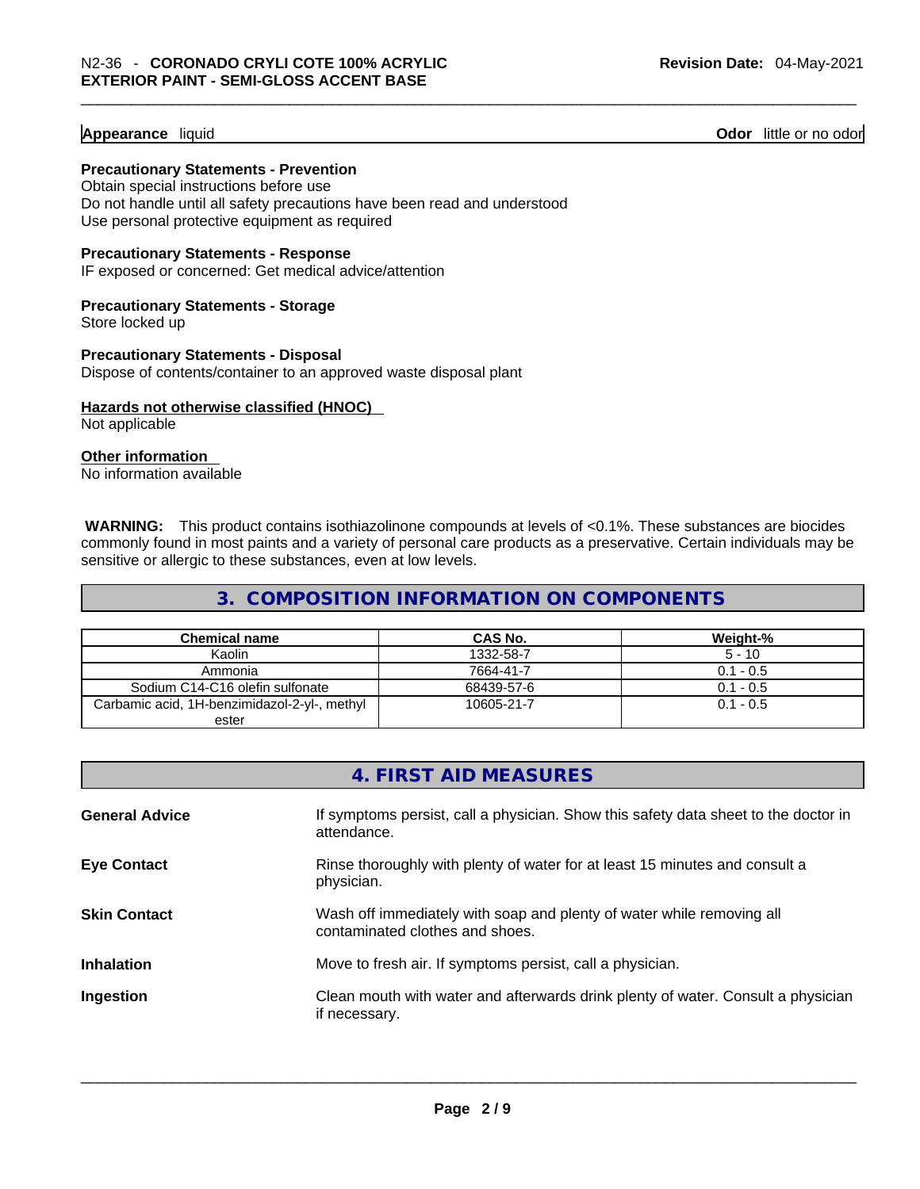**Appearance** liquid **Odor** little or no odor

**Precautionary Statements - Prevention**

Obtain special instructions before use
Do not handle until all safety precautions have been read and understood
Use personal protective equipment as required

**Precautionary Statements - Response**

IF exposed or concerned: Get medical advice/attention

**Precautionary Statements - Storage**

Store locked up

**Precautionary Statements - Disposal**

Dispose of contents/container to an approved waste disposal plant

**Hazards not otherwise classified (HNOC)**

Not applicable

**Other information**

No information available

**WARNING:** This product contains isothiazolinone compounds at levels of <0.1%. These substances are biocides commonly found in most paints and a variety of personal care products as a preservative. Certain individuals may be sensitive or allergic to these substances, even at low levels.

## 3. COMPOSITION INFORMATION ON COMPONENTS

| Chemical name | CAS No. | Weight-% |
|---|---|---|
| Kaolin | 1332-58-7 | 5 - 10 |
| Ammonia | 7664-41-7 | 0.1 - 0.5 |
| Sodium C14-C16 olefin sulfonate | 68439-57-6 | 0.1 - 0.5 |
| Carbamic acid, 1H-benzimidazol-2-yl-, methyl ester | 10605-21-7 | 0.1 - 0.5 |

## 4. FIRST AID MEASURES

**General Advice** If symptoms persist, call a physician. Show this safety data sheet to the doctor in attendance.

**Eye Contact** Rinse thoroughly with plenty of water for at least 15 minutes and consult a physician.

**Skin Contact** Wash off immediately with soap and plenty of water while removing all contaminated clothes and shoes.

**Inhalation** Move to fresh air. If symptoms persist, call a physician.

**Ingestion** Clean mouth with water and afterwards drink plenty of water. Consult a physician if necessary.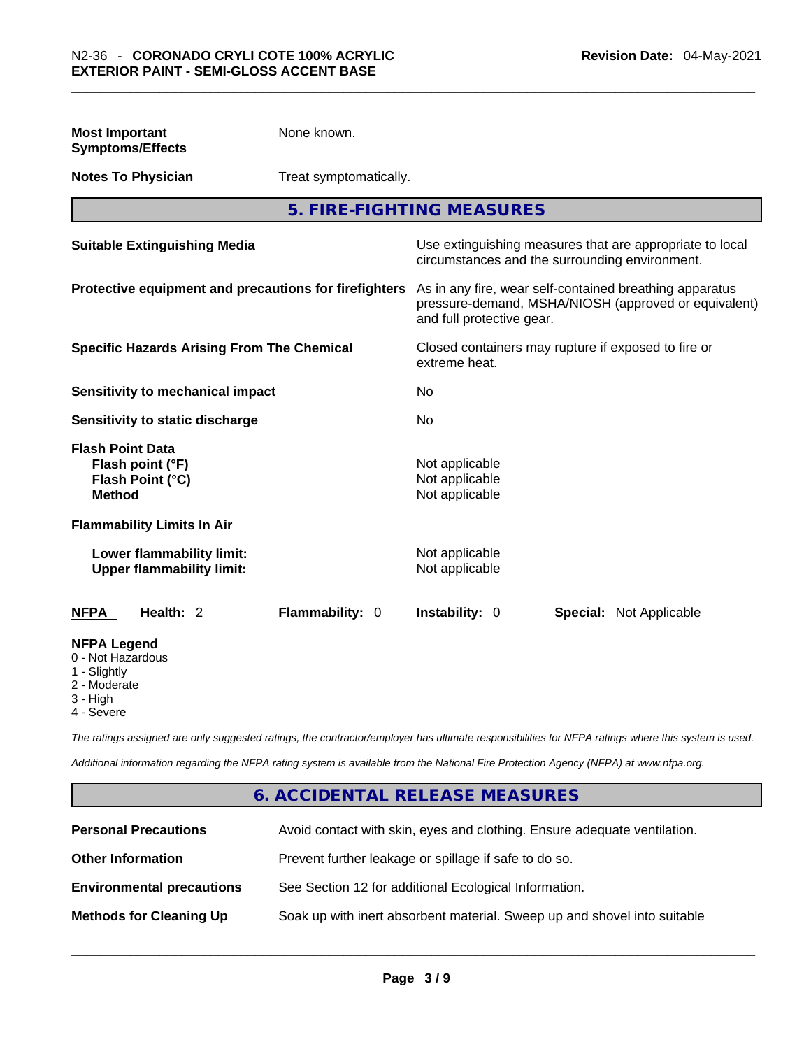| | |
|---|---|
| **Most Important Symptoms/Effects** | None known. |
| **Notes To Physician** | Treat symptomatically. |

## 5. FIRE-FIGHTING MEASURES

| | |
|---|---|
| **Suitable Extinguishing Media** | Use extinguishing measures that are appropriate to local circumstances and the surrounding environment. |
| **Protective equipment and precautions for firefighters** | As in any fire, wear self-contained breathing apparatus pressure-demand, MSHA/NIOSH (approved or equivalent) and full protective gear. |
| **Specific Hazards Arising From The Chemical** | Closed containers may rupture if exposed to fire or extreme heat. |
| **Sensitivity to mechanical impact** | No |
| **Sensitivity to static discharge** | No |
| **Flash Point Data** | |
| **Flash point (°F)** | Not applicable |
| **Flash Point (°C)** | Not applicable |
| **Method** | Not applicable |
| **Flammability Limits In Air** | |
| **Lower flammability limit:** | Not applicable |
| **Upper flammability limit:** | Not applicable |

| **NFPA** | **Health:** 2 | **Flammability:** 0 | **Instability:** 0 | **Special:** Not Applicable |
|---|---|---|---|---|

**NFPA Legend**
0 - Not Hazardous
1 - Slightly
2 - Moderate
3 - High
4 - Severe

*The ratings assigned are only suggested ratings, the contractor/employer has ultimate responsibilities for NFPA ratings where this system is used.*

*Additional information regarding the NFPA rating system is available from the National Fire Protection Agency (NFPA) at www.nfpa.org.*

## 6. ACCIDENTAL RELEASE MEASURES

| | |
|---|---|
| **Personal Precautions** | Avoid contact with skin, eyes and clothing. Ensure adequate ventilation. |
| **Other Information** | Prevent further leakage or spillage if safe to do so. |
| **Environmental precautions** | See Section 12 for additional Ecological Information. |
| **Methods for Cleaning Up** | Soak up with inert absorbent material. Sweep up and shovel into suitable |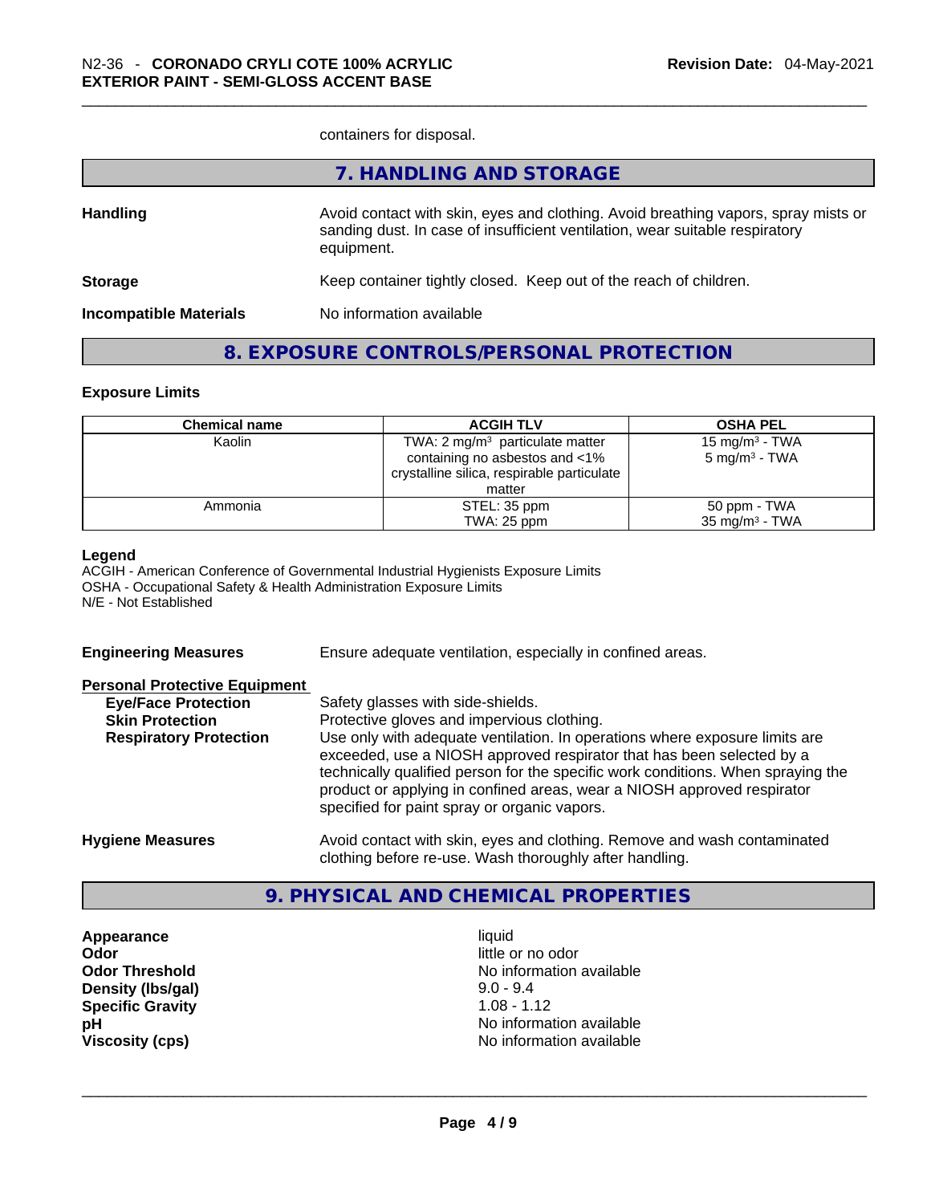containers for disposal.

## 7. HANDLING AND STORAGE

**Handling** Avoid contact with skin, eyes and clothing. Avoid breathing vapors, spray mists or sanding dust. In case of insufficient ventilation, wear suitable respiratory equipment.

**Storage** Keep container tightly closed. Keep out of the reach of children.

**Incompatible Materials** No information available

## 8. EXPOSURE CONTROLS/PERSONAL PROTECTION

### Exposure Limits

| Chemical name | ACGIH TLV | OSHA PEL |
|---|---|---|
| Kaolin | TWA: 2 mg/m³ particulate matter containing no asbestos and <1% crystalline silica, respirable particulate matter | 15 mg/m³ - TWA<br>5 mg/m³ - TWA |
| Ammonia | STEL: 35 ppm<br>TWA: 25 ppm | 50 ppm - TWA<br>35 mg/m³ - TWA |

**Legend**

ACGIH - American Conference of Governmental Industrial Hygienists Exposure Limits
OSHA - Occupational Safety & Health Administration Exposure Limits
N/E - Not Established

**Engineering Measures** Ensure adequate ventilation, especially in confined areas.

**Personal Protective Equipment**

**Eye/Face Protection** Safety glasses with side-shields.

**Skin Protection** Protective gloves and impervious clothing.

**Respiratory Protection** Use only with adequate ventilation. In operations where exposure limits are exceeded, use a NIOSH approved respirator that has been selected by a technically qualified person for the specific work conditions. When spraying the product or applying in confined areas, wear a NIOSH approved respirator specified for paint spray or organic vapors.

**Hygiene Measures** Avoid contact with skin, eyes and clothing. Remove and wash contaminated clothing before re-use. Wash thoroughly after handling.

## 9. PHYSICAL AND CHEMICAL PROPERTIES

**Appearance** liquid
**Odor** little or no odor
**Odor Threshold** No information available
**Density (lbs/gal)** 9.0 - 9.4
**Specific Gravity** 1.08 - 1.12
**pH** No information available
**Viscosity (cps)** No information available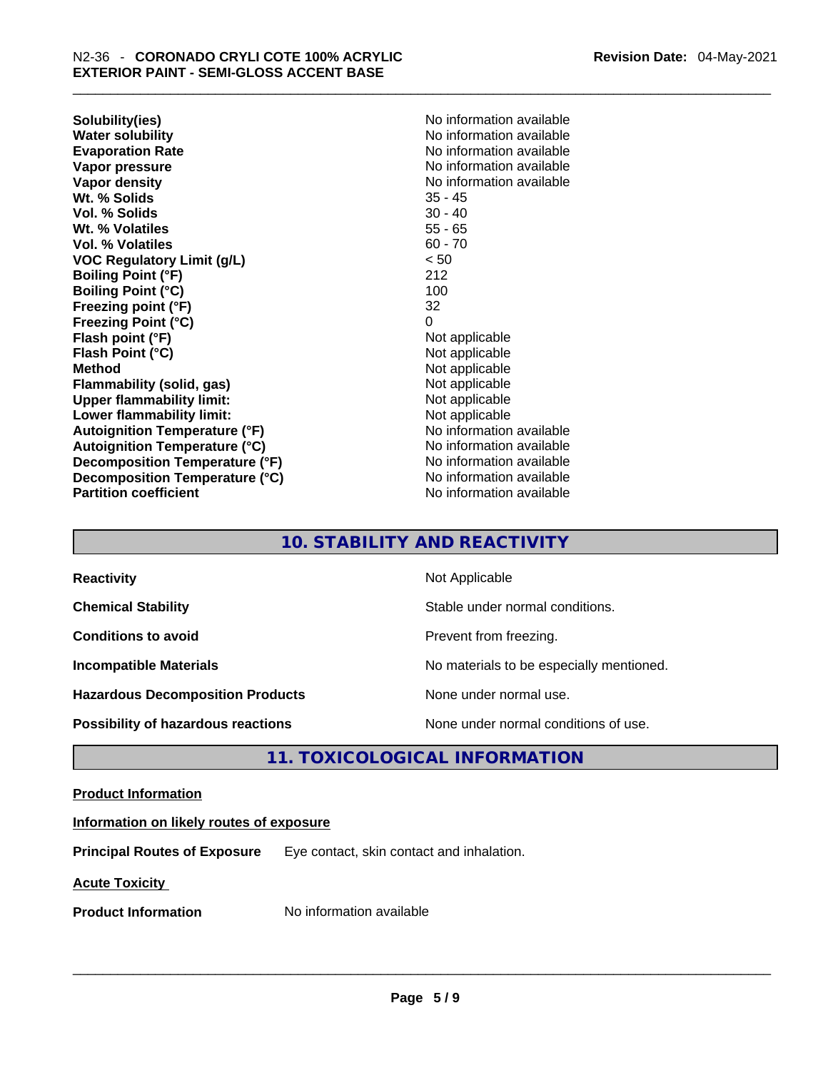| | |
|---|---|
| **Solubility(ies)** | No information available |
| **Water solubility** | No information available |
| **Evaporation Rate** | No information available |
| **Vapor pressure** | No information available |
| **Vapor density** | No information available |
| **Wt. % Solids** | 35 - 45 |
| **Vol. % Solids** | 30 - 40 |
| **Wt. % Volatiles** | 55 - 65 |
| **Vol. % Volatiles** | 60 - 70 |
| **VOC Regulatory Limit (g/L)** | < 50 |
| **Boiling Point (°F)** | 212 |
| **Boiling Point (°C)** | 100 |
| **Freezing point (°F)** | 32 |
| **Freezing Point (°C)** | 0 |
| **Flash point (°F)** | Not applicable |
| **Flash Point (°C)** | Not applicable |
| **Method** | Not applicable |
| **Flammability (solid, gas)** | Not applicable |
| **Upper flammability limit:** | Not applicable |
| **Lower flammability limit:** | Not applicable |
| **Autoignition Temperature (°F)** | No information available |
| **Autoignition Temperature (°C)** | No information available |
| **Decomposition Temperature (°F)** | No information available |
| **Decomposition Temperature (°C)** | No information available |
| **Partition coefficient** | No information available |

## 10. STABILITY AND REACTIVITY

| | |
|---|---|
| **Reactivity** | Not Applicable |
| **Chemical Stability** | Stable under normal conditions. |
| **Conditions to avoid** | Prevent from freezing. |
| **Incompatible Materials** | No materials to be especially mentioned. |
| **Hazardous Decomposition Products** | None under normal use. |
| **Possibility of hazardous reactions** | None under normal conditions of use. |

## 11. TOXICOLOGICAL INFORMATION

**Product Information**

**Information on likely routes of exposure**

**Principal Routes of Exposure** Eye contact, skin contact and inhalation.

**Acute Toxicity**

**Product Information** No information available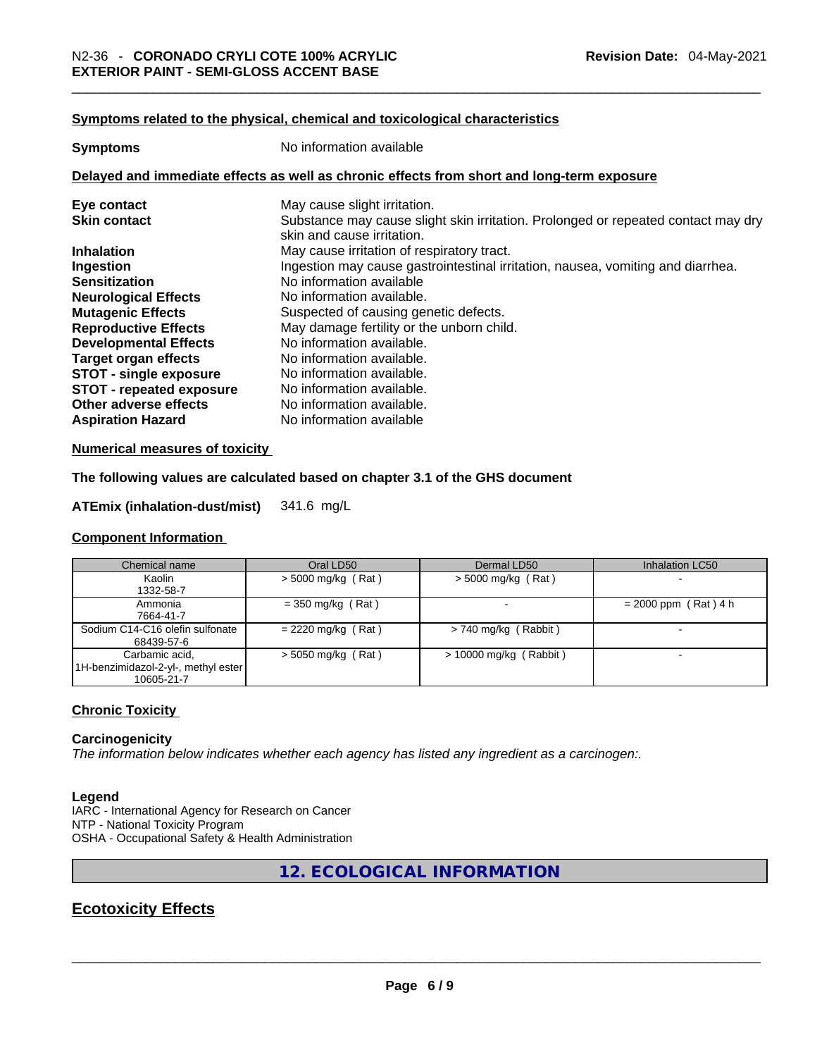#### Symptoms related to the physical, chemical and toxicological characteristics

**Symptoms** No information available

#### Delayed and immediate effects as well as chronic effects from short and long-term exposure

| | |
|---|---|
| **Eye contact** | May cause slight irritation. |
| **Skin contact** | Substance may cause slight skin irritation. Prolonged or repeated contact may dry skin and cause irritation. |
| **Inhalation** | May cause irritation of respiratory tract. |
| **Ingestion** | Ingestion may cause gastrointestinal irritation, nausea, vomiting and diarrhea. |
| **Sensitization** | No information available |
| **Neurological Effects** | No information available. |
| **Mutagenic Effects** | Suspected of causing genetic defects. |
| **Reproductive Effects** | May damage fertility or the unborn child. |
| **Developmental Effects** | No information available. |
| **Target organ effects** | No information available. |
| **STOT - single exposure** | No information available. |
| **STOT - repeated exposure** | No information available. |
| **Other adverse effects** | No information available. |
| **Aspiration Hazard** | No information available |

#### Numerical measures of toxicity

**The following values are calculated based on chapter 3.1 of the GHS document**

**ATEmix (inhalation-dust/mist)** 341.6 mg/L

#### Component Information

| Chemical name | Oral LD50 | Dermal LD50 | Inhalation LC50 |
|---|---|---|---|
| Kaolin<br>1332-58-7 | > 5000 mg/kg ( Rat ) | > 5000 mg/kg ( Rat ) | - |
| Ammonia<br>7664-41-7 | = 350 mg/kg ( Rat ) | - | = 2000 ppm ( Rat ) 4 h |
| Sodium C14-C16 olefin sulfonate<br>68439-57-6 | = 2220 mg/kg ( Rat ) | > 740 mg/kg ( Rabbit ) | - |
| Carbamic acid, 1H-benzimidazol-2-yl-, methyl ester<br>10605-21-7 | > 5050 mg/kg ( Rat ) | > 10000 mg/kg ( Rabbit ) | - |

#### Chronic Toxicity

**Carcinogenicity**

*The information below indicates whether each agency has listed any ingredient as a carcinogen:.*

**Legend**

IARC - International Agency for Research on Cancer
NTP - National Toxicity Program
OSHA - Occupational Safety & Health Administration

## 12. ECOLOGICAL INFORMATION

### Ecotoxicity Effects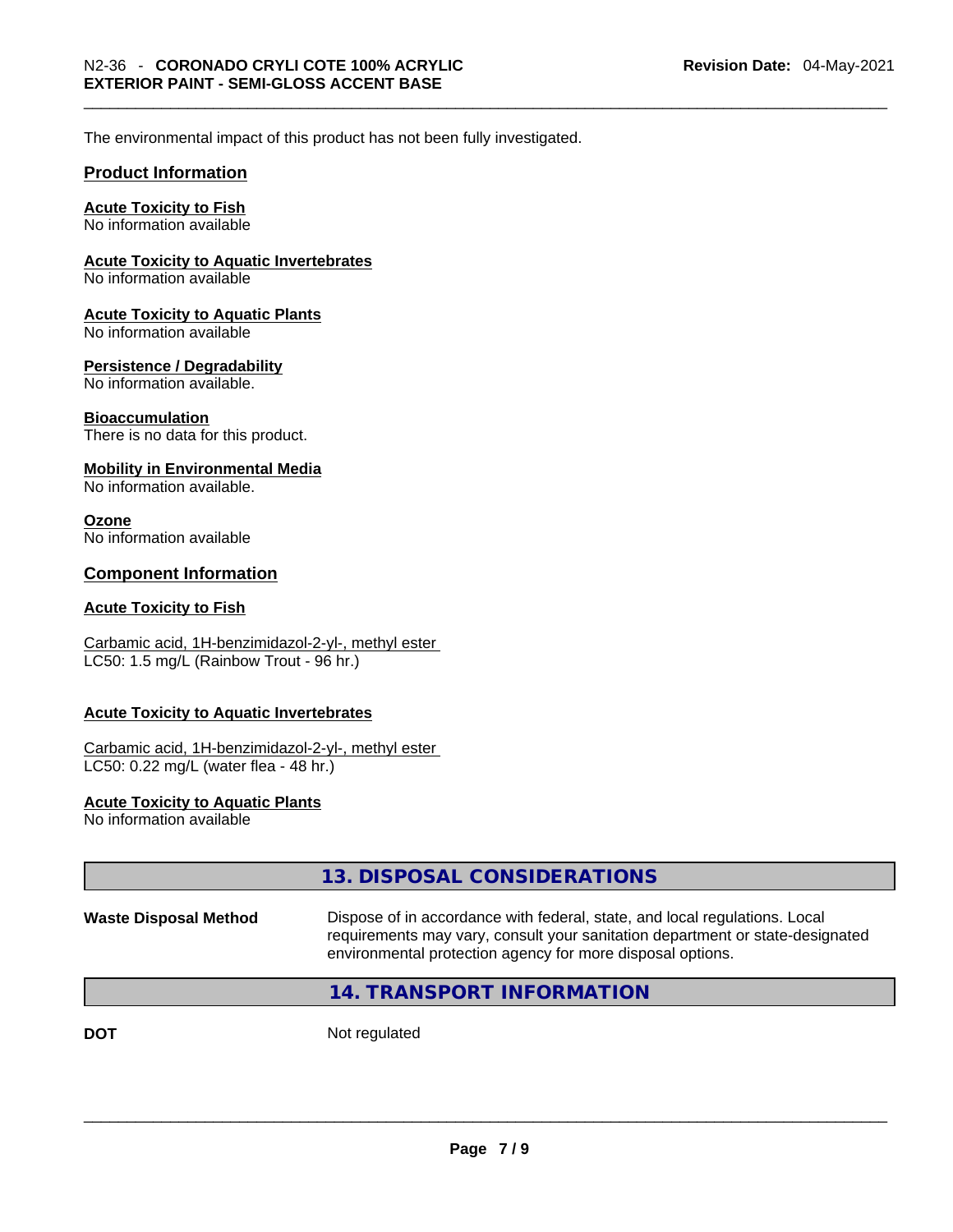The environmental impact of this product has not been fully investigated.

## Product Information

**Acute Toxicity to Fish**
No information available

**Acute Toxicity to Aquatic Invertebrates**
No information available

**Acute Toxicity to Aquatic Plants**
No information available

**Persistence / Degradability**
No information available.

**Bioaccumulation**
There is no data for this product.

**Mobility in Environmental Media**
No information available.

**Ozone**
No information available

## Component Information

**Acute Toxicity to Fish**

Carbamic acid, 1H-benzimidazol-2-yl-, methyl ester
LC50: 1.5 mg/L (Rainbow Trout - 96 hr.)

**Acute Toxicity to Aquatic Invertebrates**

Carbamic acid, 1H-benzimidazol-2-yl-, methyl ester
LC50: 0.22 mg/L (water flea - 48 hr.)

**Acute Toxicity to Aquatic Plants**
No information available

## 13. DISPOSAL CONSIDERATIONS

**Waste Disposal Method** Dispose of in accordance with federal, state, and local regulations. Local requirements may vary, consult your sanitation department or state-designated environmental protection agency for more disposal options.

## 14. TRANSPORT INFORMATION

**DOT** Not regulated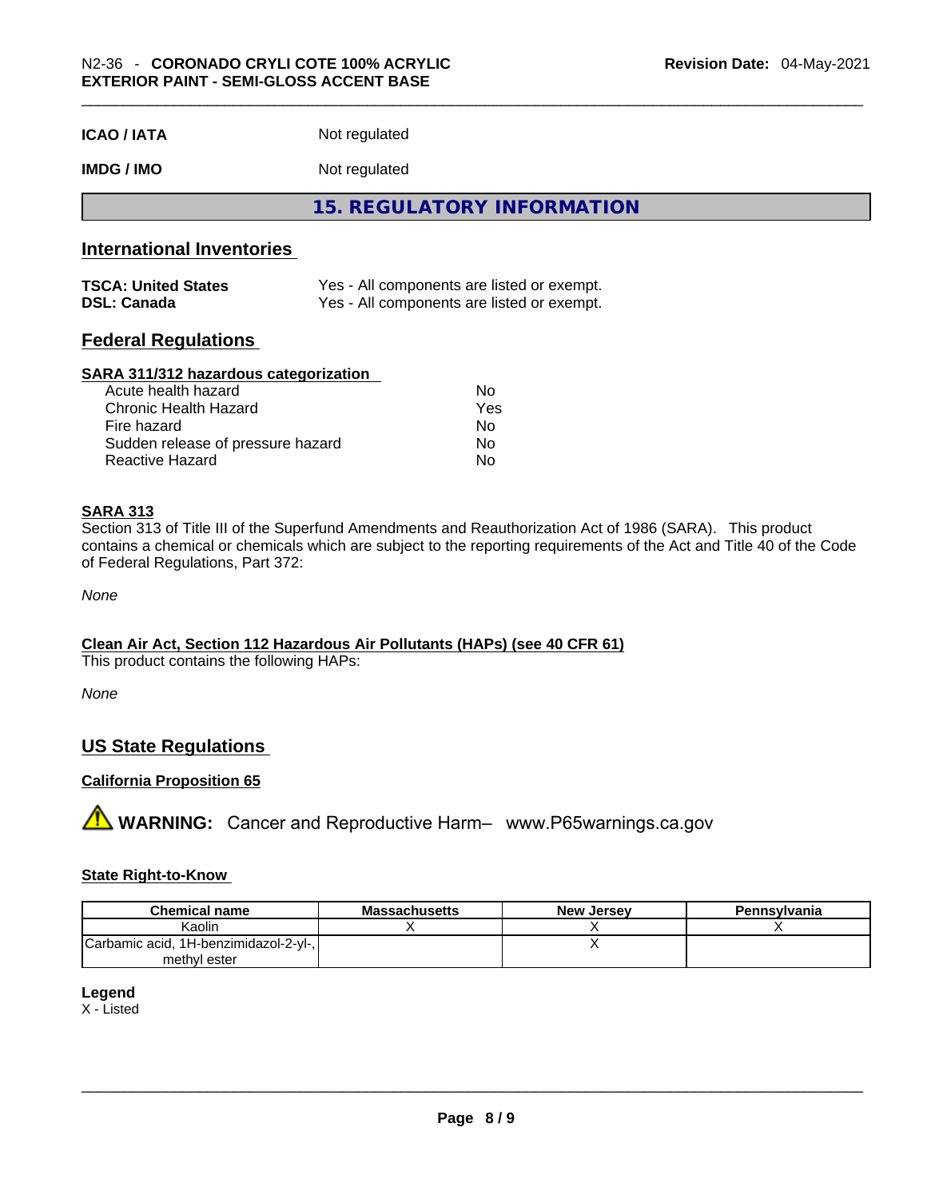**ICAO / IATA** Not regulated

**IMDG / IMO** Not regulated

## 15. REGULATORY INFORMATION

### International Inventories

| | |
|---|---|
| **TSCA: United States** | Yes - All components are listed or exempt. |
| **DSL: Canada** | Yes - All components are listed or exempt. |

### Federal Regulations

**SARA 311/312 hazardous categorization**

| | |
|---|---|
| Acute health hazard | No |
| Chronic Health Hazard | Yes |
| Fire hazard | No |
| Sudden release of pressure hazard | No |
| Reactive Hazard | No |

**SARA 313**

Section 313 of Title III of the Superfund Amendments and Reauthorization Act of 1986 (SARA). This product contains a chemical or chemicals which are subject to the reporting requirements of the Act and Title 40 of the Code of Federal Regulations, Part 372:

*None*

**Clean Air Act, Section 112 Hazardous Air Pollutants (HAPs) (see 40 CFR 61)**

This product contains the following HAPs:

*None*

### US State Regulations

**California Proposition 65**

⚠ **WARNING:** Cancer and Reproductive Harm– www.P65warnings.ca.gov

**State Right-to-Know**

| Chemical name | Massachusetts | New Jersey | Pennsylvania |
|---|---|---|---|
| Kaolin | X | X | X |
| Carbamic acid, 1H-benzimidazol-2-yl-, methyl ester | | X | |

**Legend**

X - Listed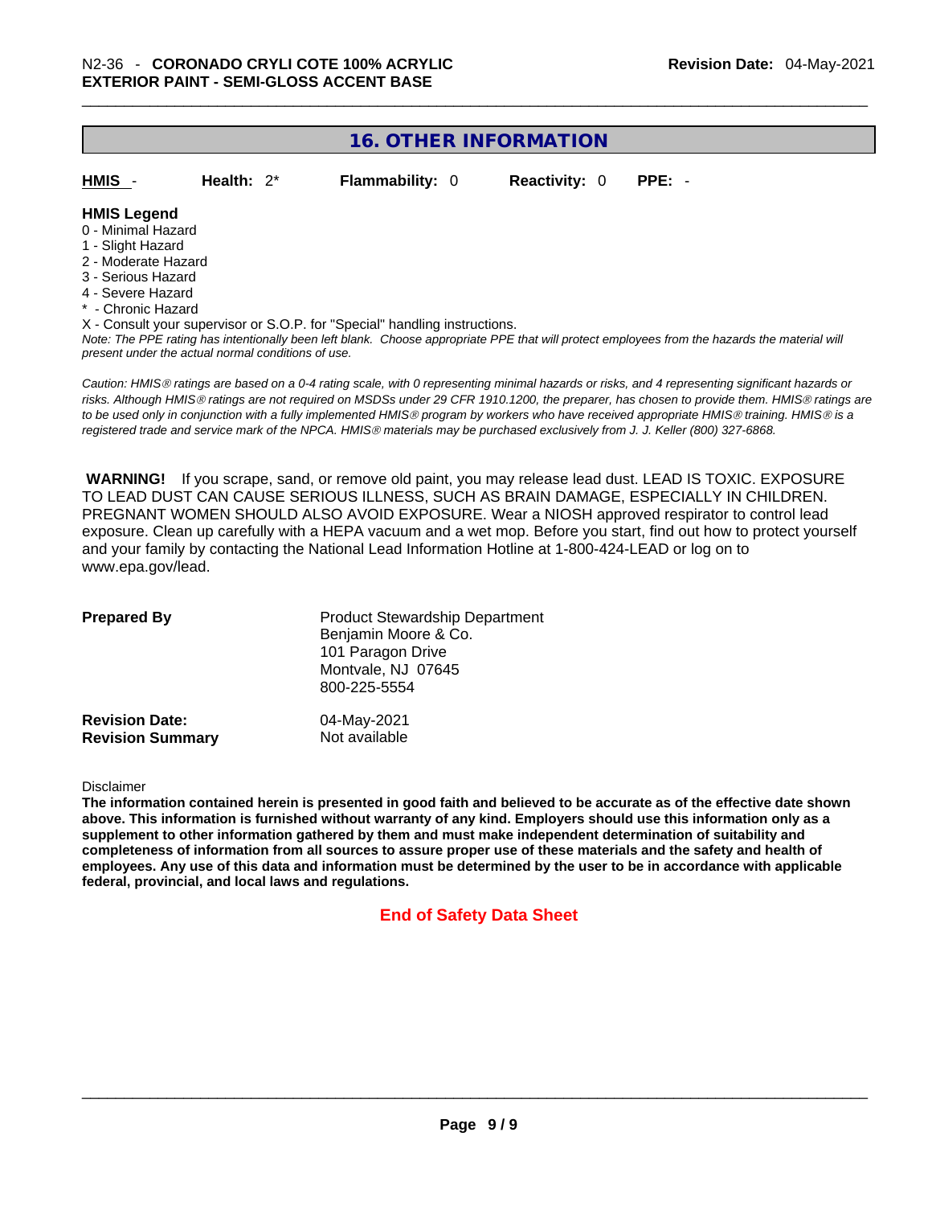## 16. OTHER INFORMATION

| HMIS - | Health: 2* | Flammability: 0 | Reactivity: 0 | PPE: - |
|---|---|---|---|---|

**HMIS Legend**
0 - Minimal Hazard
1 - Slight Hazard
2 - Moderate Hazard
3 - Serious Hazard
4 - Severe Hazard
* - Chronic Hazard
X - Consult your supervisor or S.O.P. for "Special" handling instructions.
*Note: The PPE rating has intentionally been left blank. Choose appropriate PPE that will protect employees from the hazards the material will present under the actual normal conditions of use.*

*Caution: HMIS® ratings are based on a 0-4 rating scale, with 0 representing minimal hazards or risks, and 4 representing significant hazards or risks. Although HMIS® ratings are not required on MSDSs under 29 CFR 1910.1200, the preparer, has chosen to provide them. HMIS® ratings are to be used only in conjunction with a fully implemented HMIS® program by workers who have received appropriate HMIS® training. HMIS® is a registered trade and service mark of the NPCA. HMIS® materials may be purchased exclusively from J. J. Keller (800) 327-6868.*

**WARNING!** If you scrape, sand, or remove old paint, you may release lead dust. LEAD IS TOXIC. EXPOSURE TO LEAD DUST CAN CAUSE SERIOUS ILLNESS, SUCH AS BRAIN DAMAGE, ESPECIALLY IN CHILDREN. PREGNANT WOMEN SHOULD ALSO AVOID EXPOSURE. Wear a NIOSH approved respirator to control lead exposure. Clean up carefully with a HEPA vacuum and a wet mop. Before you start, find out how to protect yourself and your family by contacting the National Lead Information Hotline at 1-800-424-LEAD or log on to www.epa.gov/lead.

**Prepared By**
Product Stewardship Department
Benjamin Moore & Co.
101 Paragon Drive
Montvale, NJ 07645
800-225-5554

**Revision Date:** 04-May-2021
**Revision Summary** Not available

Disclaimer
**The information contained herein is presented in good faith and believed to be accurate as of the effective date shown above. This information is furnished without warranty of any kind. Employers should use this information only as a supplement to other information gathered by them and must make independent determination of suitability and completeness of information from all sources to assure proper use of these materials and the safety and health of employees. Any use of this data and information must be determined by the user to be in accordance with applicable federal, provincial, and local laws and regulations.**

**End of Safety Data Sheet**